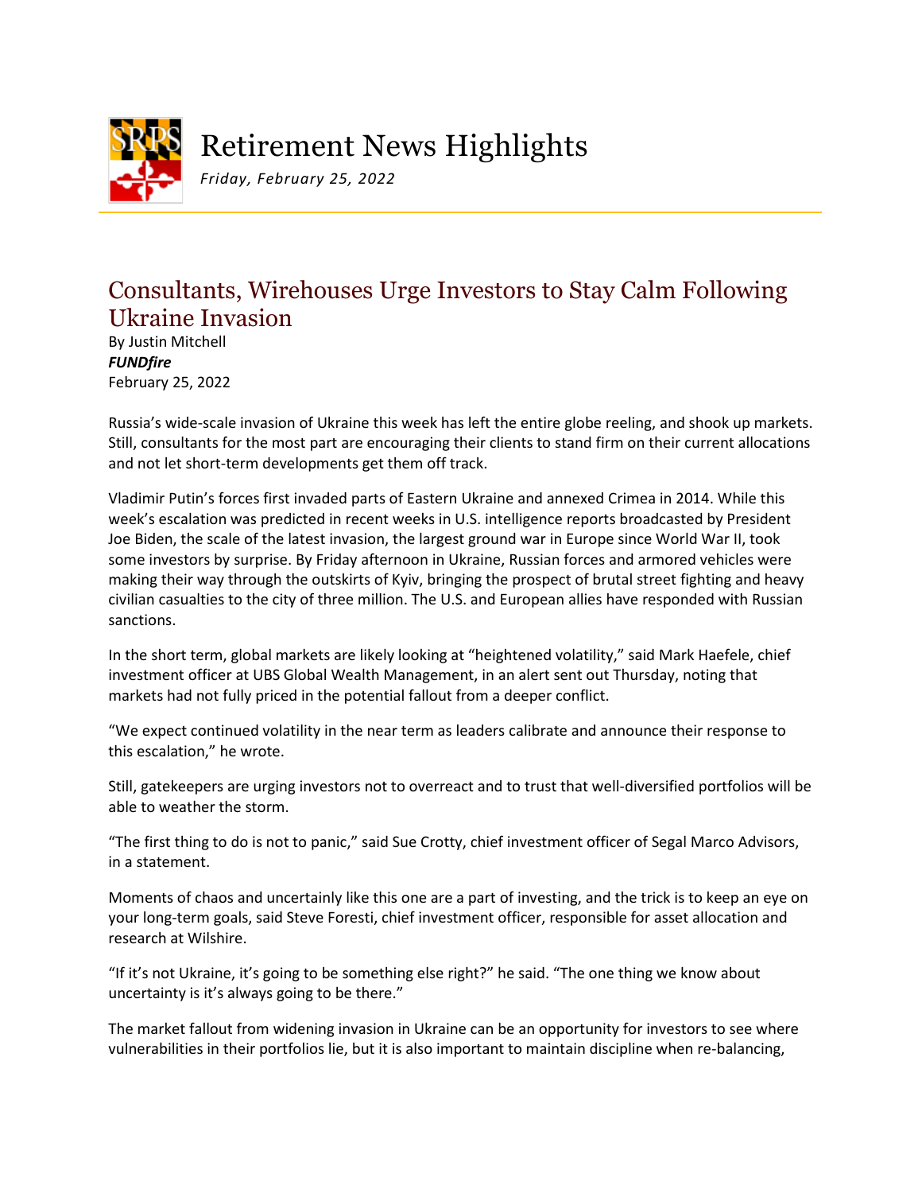# Retirement News Highlights

*Friday, February 25, 2022*

## Consultants, Wirehouses Urge Investors to Stay Calm Following Ukraine Invasion

By Justin Mitchell
***FUNDfire***
February 25, 2022

Russia's wide-scale invasion of Ukraine this week has left the entire globe reeling, and shook up markets. Still, consultants for the most part are encouraging their clients to stand firm on their current allocations and not let short-term developments get them off track.

Vladimir Putin's forces first invaded parts of Eastern Ukraine and annexed Crimea in 2014. While this week's escalation was predicted in recent weeks in U.S. intelligence reports broadcasted by President Joe Biden, the scale of the latest invasion, the largest ground war in Europe since World War II, took some investors by surprise. By Friday afternoon in Ukraine, Russian forces and armored vehicles were making their way through the outskirts of Kyiv, bringing the prospect of brutal street fighting and heavy civilian casualties to the city of three million. The U.S. and European allies have responded with Russian sanctions.

In the short term, global markets are likely looking at "heightened volatility," said Mark Haefele, chief investment officer at UBS Global Wealth Management, in an alert sent out Thursday, noting that markets had not fully priced in the potential fallout from a deeper conflict.

"We expect continued volatility in the near term as leaders calibrate and announce their response to this escalation," he wrote.

Still, gatekeepers are urging investors not to overreact and to trust that well-diversified portfolios will be able to weather the storm.

"The first thing to do is not to panic," said Sue Crotty, chief investment officer of Segal Marco Advisors, in a statement.

Moments of chaos and uncertainly like this one are a part of investing, and the trick is to keep an eye on your long-term goals, said Steve Foresti, chief investment officer, responsible for asset allocation and research at Wilshire.

"If it's not Ukraine, it's going to be something else right?" he said. "The one thing we know about uncertainty is it's always going to be there."

The market fallout from widening invasion in Ukraine can be an opportunity for investors to see where vulnerabilities in their portfolios lie, but it is also important to maintain discipline when re-balancing,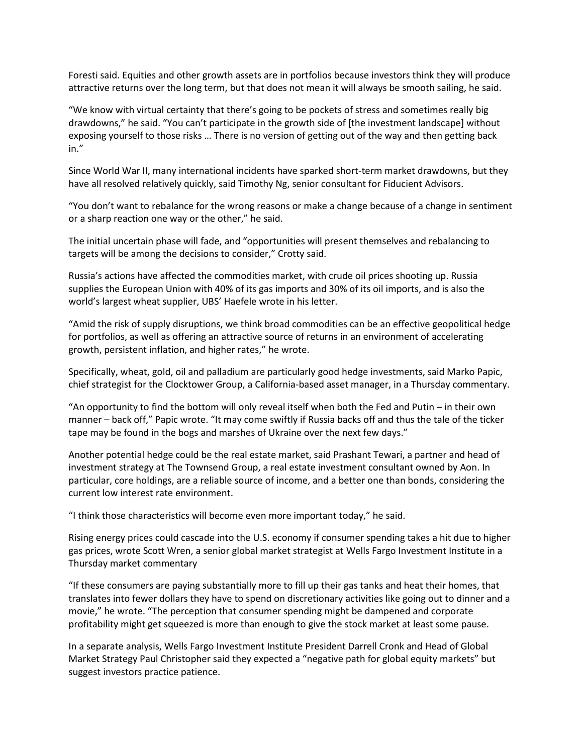Foresti said. Equities and other growth assets are in portfolios because investors think they will produce attractive returns over the long term, but that does not mean it will always be smooth sailing, he said.

"We know with virtual certainty that there's going to be pockets of stress and sometimes really big drawdowns," he said. "You can't participate in the growth side of [the investment landscape] without exposing yourself to those risks … There is no version of getting out of the way and then getting back in."

Since World War II, many international incidents have sparked short-term market drawdowns, but they have all resolved relatively quickly, said Timothy Ng, senior consultant for Fiducient Advisors.

"You don't want to rebalance for the wrong reasons or make a change because of a change in sentiment or a sharp reaction one way or the other," he said.

The initial uncertain phase will fade, and "opportunities will present themselves and rebalancing to targets will be among the decisions to consider," Crotty said.

Russia's actions have affected the commodities market, with crude oil prices shooting up. Russia supplies the European Union with 40% of its gas imports and 30% of its oil imports, and is also the world's largest wheat supplier, UBS' Haefele wrote in his letter.

"Amid the risk of supply disruptions, we think broad commodities can be an effective geopolitical hedge for portfolios, as well as offering an attractive source of returns in an environment of accelerating growth, persistent inflation, and higher rates," he wrote.

Specifically, wheat, gold, oil and palladium are particularly good hedge investments, said Marko Papic, chief strategist for the Clocktower Group, a California-based asset manager, in a Thursday commentary.

"An opportunity to find the bottom will only reveal itself when both the Fed and Putin – in their own manner – back off," Papic wrote. "It may come swiftly if Russia backs off and thus the tale of the ticker tape may be found in the bogs and marshes of Ukraine over the next few days."

Another potential hedge could be the real estate market, said Prashant Tewari, a partner and head of investment strategy at The Townsend Group, a real estate investment consultant owned by Aon. In particular, core holdings, are a reliable source of income, and a better one than bonds, considering the current low interest rate environment.

"I think those characteristics will become even more important today," he said.

Rising energy prices could cascade into the U.S. economy if consumer spending takes a hit due to higher gas prices, wrote Scott Wren, a senior global market strategist at Wells Fargo Investment Institute in a Thursday market commentary

"If these consumers are paying substantially more to fill up their gas tanks and heat their homes, that translates into fewer dollars they have to spend on discretionary activities like going out to dinner and a movie," he wrote. "The perception that consumer spending might be dampened and corporate profitability might get squeezed is more than enough to give the stock market at least some pause.

In a separate analysis, Wells Fargo Investment Institute President Darrell Cronk and Head of Global Market Strategy Paul Christopher said they expected a "negative path for global equity markets" but suggest investors practice patience.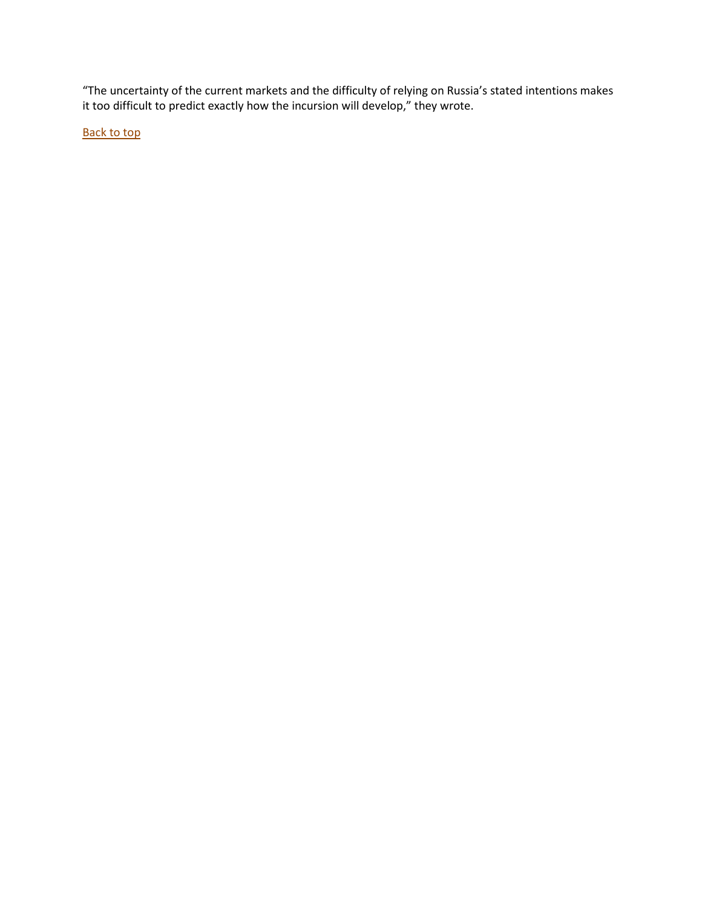"The uncertainty of the current markets and the difficulty of relying on Russia's stated intentions makes it too difficult to predict exactly how the incursion will develop," they wrote.

Back to top